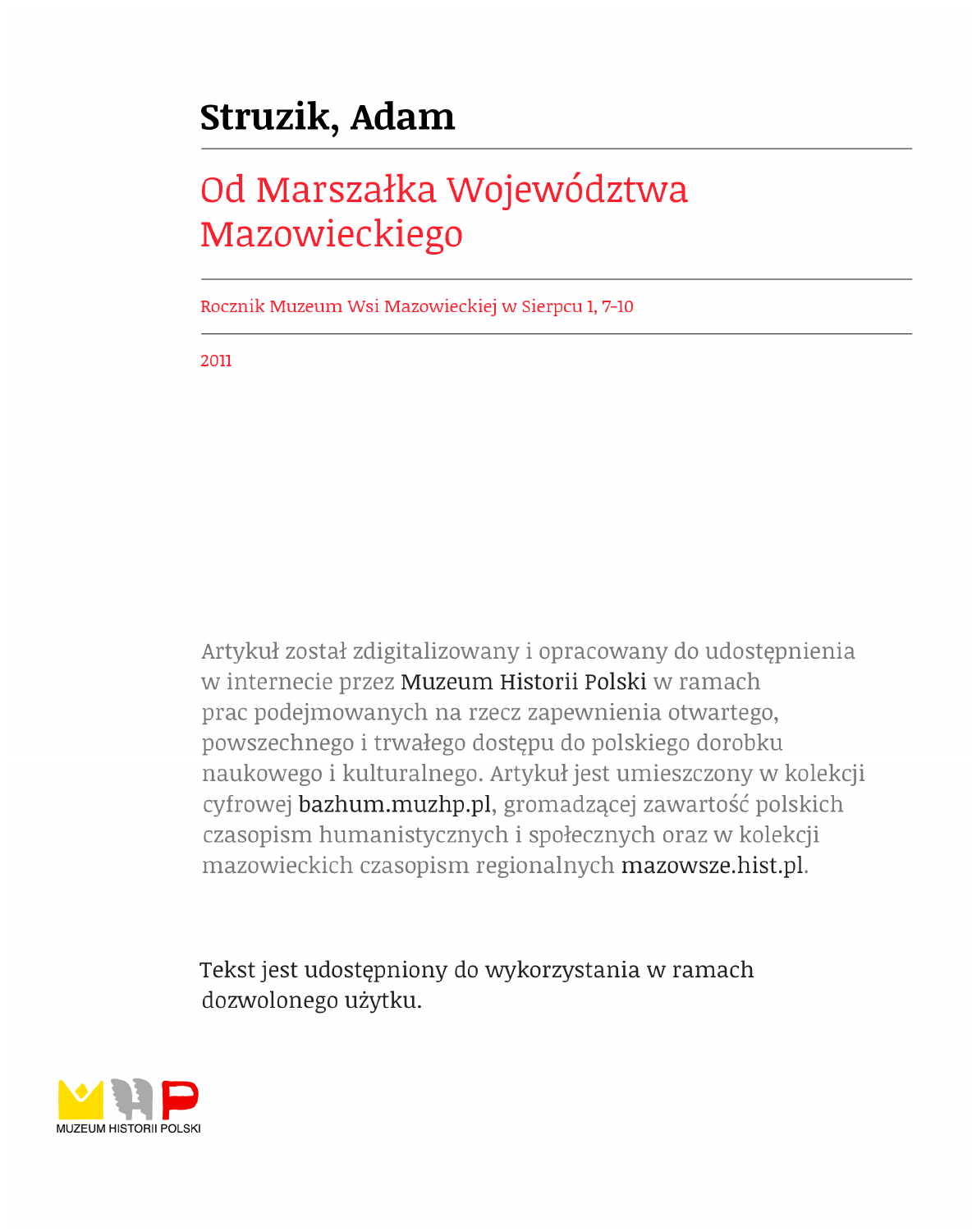# Struzik, Adam

## Od Marszałka Województwa Mazowieckiego

Rocznik Muzeum Wsi Mazowieckiej w Sierpcu 1, 7-10

2011

Artykuł został zdigitalizowany i opracowany do udostępnienia w internecie przez Muzeum Historii Polski w ramach prac podejmowanych na rzecz zapewnienia otwartego, powszechnego i trwałego dostępu do polskiego dorobku naukowego i kulturalnego. Artykuł jest umieszczony w kolekcji cyfrowej bazhum.muzhp.pl, gromadzącej zawartość polskich czasopism humanistycznych i społecznych oraz w kolekcji mazowieckich czasopism regionalnych mazowsze.hist.pl.

Tekst jest udostępniony do wykorzystania w ramach dozwolonego użytku.

MUZEUM HISTORII POLSKI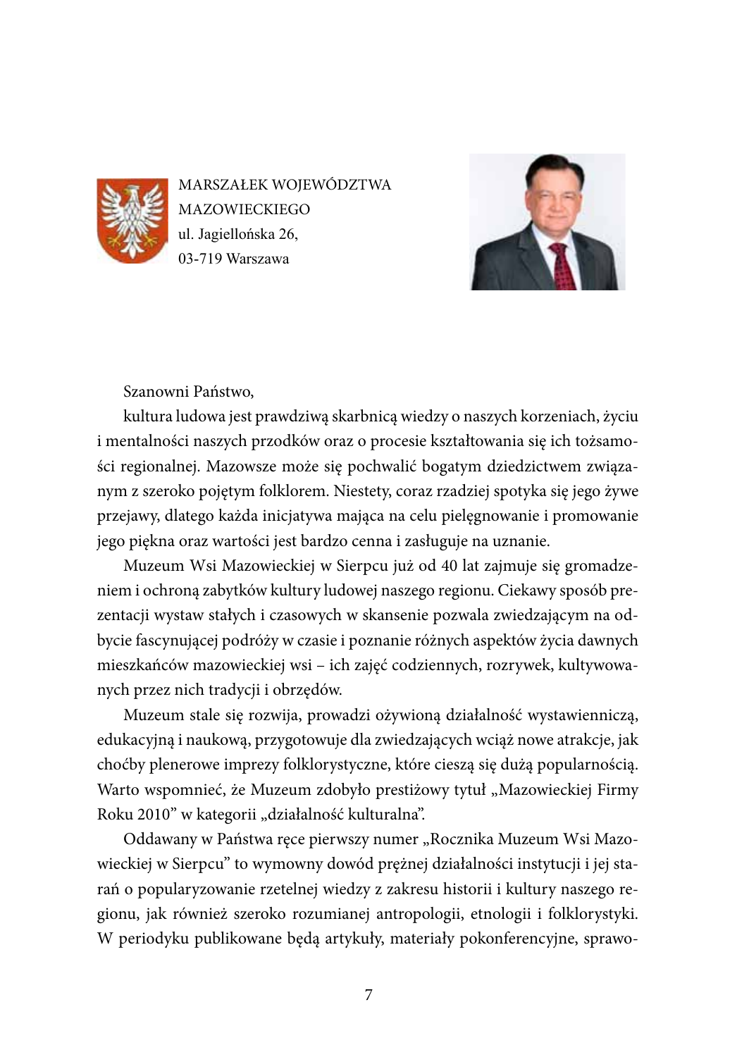MARSZAŁEK WOJEWÓDZTWA
MAZOWIECKIEGO
ul. Jagiellońska 26,
03-719 Warszawa

Szanowni Państwo,

kultura ludowa jest prawdziwą skarbnicą wiedzy o naszych korzeniach, życiu i mentalności naszych przodków oraz o procesie kształtowania się ich tożsamości regionalnej. Mazowsze może się pochwalić bogatym dziedzictwem związanym z szeroko pojętym folklorem. Niestety, coraz rzadziej spotyka się jego żywe przejawy, dlatego każda inicjatywa mająca na celu pielęgnowanie i promowanie jego piękna oraz wartości jest bardzo cenna i zasługuje na uznanie.

Muzeum Wsi Mazowieckiej w Sierpcu już od 40 lat zajmuje się gromadzeniem i ochroną zabytków kultury ludowej naszego regionu. Ciekawy sposób prezentacji wystaw stałych i czasowych w skansenie pozwala zwiedzającym na odbycie fascynującej podróży w czasie i poznanie różnych aspektów życia dawnych mieszkańców mazowieckiej wsi – ich zajęć codziennych, rozrywek, kultywowanych przez nich tradycji i obrzędów.

Muzeum stale się rozwija, prowadzi ożywioną działalność wystawienniczą, edukacyjną i naukową, przygotowuje dla zwiedzających wciąż nowe atrakcje, jak choćby plenerowe imprezy folklorystyczne, które cieszą się dużą popularnością. Warto wspomnieć, że Muzeum zdobyło prestiżowy tytuł „Mazowieckiej Firmy Roku 2010" w kategorii „działalność kulturalna".

Oddawany w Państwa ręce pierwszy numer „Rocznika Muzeum Wsi Mazowieckiej w Sierpcu" to wymowny dowód prężnej działalności instytucji i jej starań o popularyzowanie rzetelnej wiedzy z zakresu historii i kultury naszego regionu, jak również szeroko rozumianej antropologii, etnologii i folklorystyki. W periodyku publikowane będą artykuły, materiały pokonferencyjne, sprawo-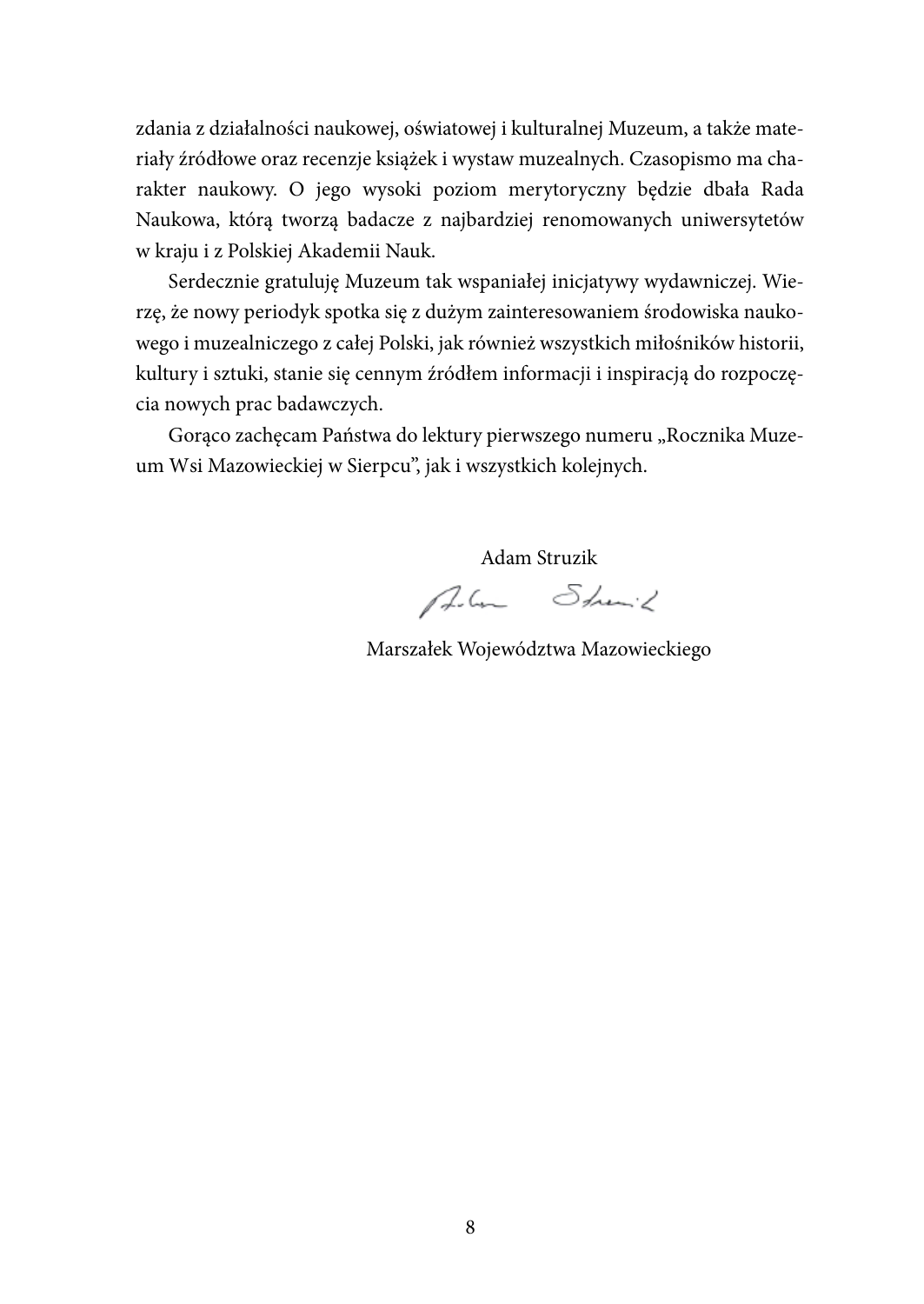zdania z działalności naukowej, oświatowej i kulturalnej Muzeum, a także materiały źródłowe oraz recenzje książek i wystaw muzealnych. Czasopismo ma charakter naukowy. O jego wysoki poziom merytoryczny będzie dbała Rada Naukowa, którą tworzą badacze z najbardziej renomowanych uniwersytetów w kraju i z Polskiej Akademii Nauk.

Serdecznie gratuluję Muzeum tak wspaniałej inicjatywy wydawniczej. Wierzę, że nowy periodyk spotka się z dużym zainteresowaniem środowiska naukowego i muzealniczego z całej Polski, jak również wszystkich miłośników historii, kultury i sztuki, stanie się cennym źródłem informacji i inspiracją do rozpoczęcia nowych prac badawczych.

Gorąco zachęcam Państwa do lektury pierwszego numeru „Rocznika Muzeum Wsi Mazowieckiej w Sierpcu", jak i wszystkich kolejnych.

Adam Struzik

Marszałek Województwa Mazowieckiego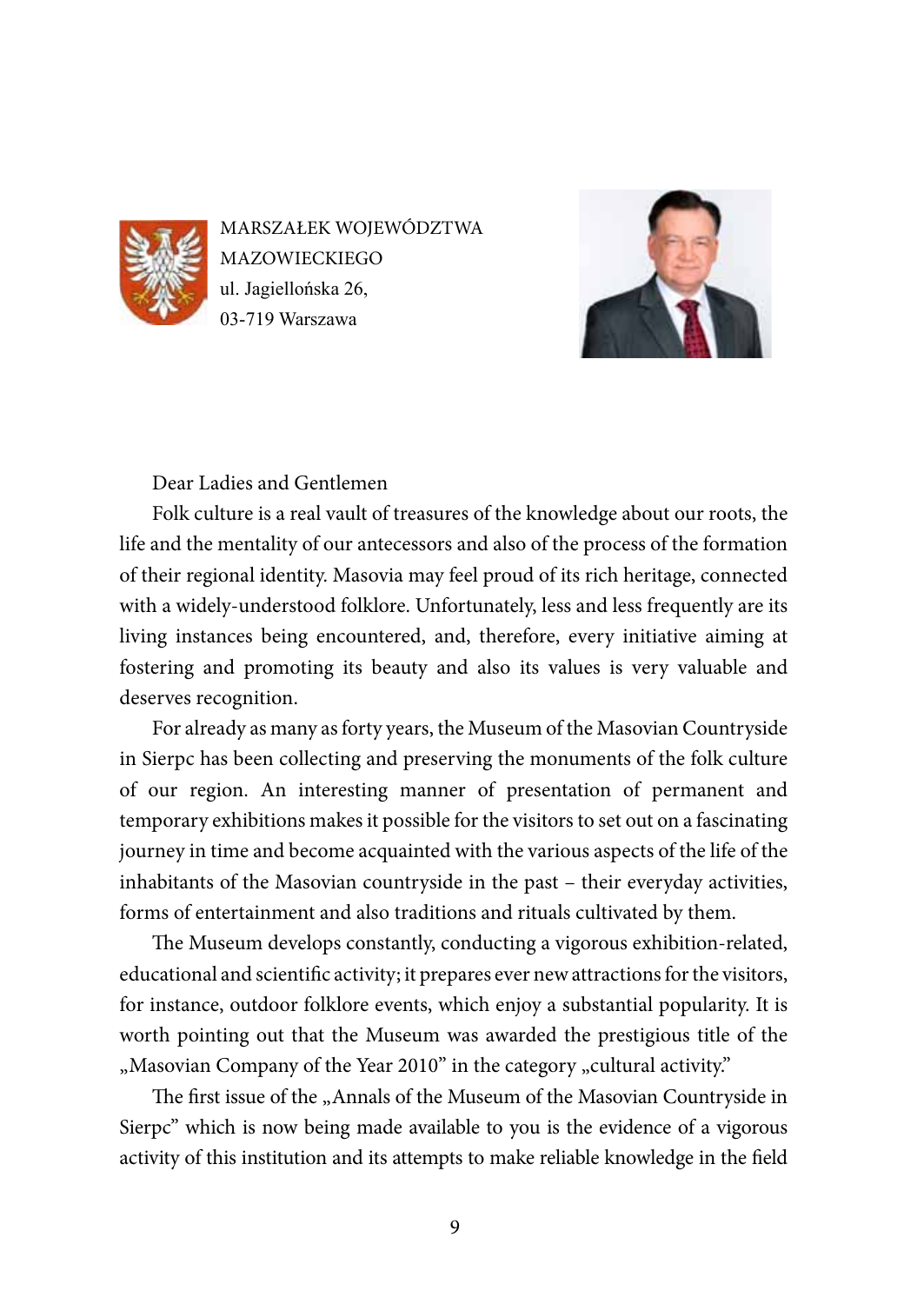MARSZAŁEK WOJEWÓDZTWA
MAZOWIECKIEGO
ul. Jagiellońska 26,
03-719 Warszawa

Dear Ladies and Gentlemen

Folk culture is a real vault of treasures of the knowledge about our roots, the life and the mentality of our antecessors and also of the process of the formation of their regional identity. Masovia may feel proud of its rich heritage, connected with a widely-understood folklore. Unfortunately, less and less frequently are its living instances being encountered, and, therefore, every initiative aiming at fostering and promoting its beauty and also its values is very valuable and deserves recognition.

For already as many as forty years, the Museum of the Masovian Countryside in Sierpc has been collecting and preserving the monuments of the folk culture of our region. An interesting manner of presentation of permanent and temporary exhibitions makes it possible for the visitors to set out on a fascinating journey in time and become acquainted with the various aspects of the life of the inhabitants of the Masovian countryside in the past – their everyday activities, forms of entertainment and also traditions and rituals cultivated by them.

The Museum develops constantly, conducting a vigorous exhibition-related, educational and scientific activity; it prepares ever new attractions for the visitors, for instance, outdoor folklore events, which enjoy a substantial popularity. It is worth pointing out that the Museum was awarded the prestigious title of the „Masovian Company of the Year 2010" in the category „cultural activity."

The first issue of the „Annals of the Museum of the Masovian Countryside in Sierpc" which is now being made available to you is the evidence of a vigorous activity of this institution and its attempts to make reliable knowledge in the field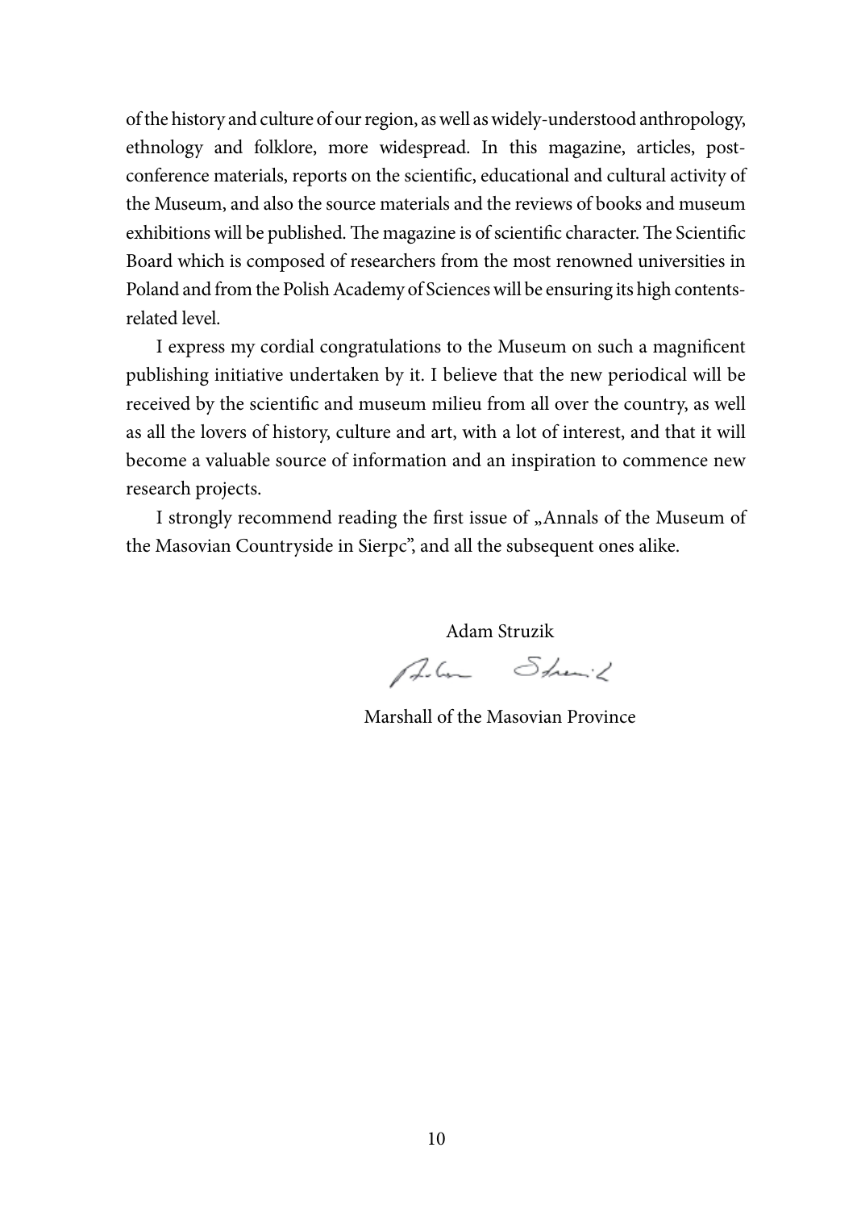of the history and culture of our region, as well as widely-understood anthropology, ethnology and folklore, more widespread. In this magazine, articles, post-conference materials, reports on the scientific, educational and cultural activity of the Museum, and also the source materials and the reviews of books and museum exhibitions will be published. The magazine is of scientific character. The Scientific Board which is composed of researchers from the most renowned universities in Poland and from the Polish Academy of Sciences will be ensuring its high contents-related level.

I express my cordial congratulations to the Museum on such a magnificent publishing initiative undertaken by it. I believe that the new periodical will be received by the scientific and museum milieu from all over the country, as well as all the lovers of history, culture and art, with a lot of interest, and that it will become a valuable source of information and an inspiration to commence new research projects.

I strongly recommend reading the first issue of „Annals of the Museum of the Masovian Countryside in Sierpc", and all the subsequent ones alike.

Adam Struzik

Marshall of the Masovian Province